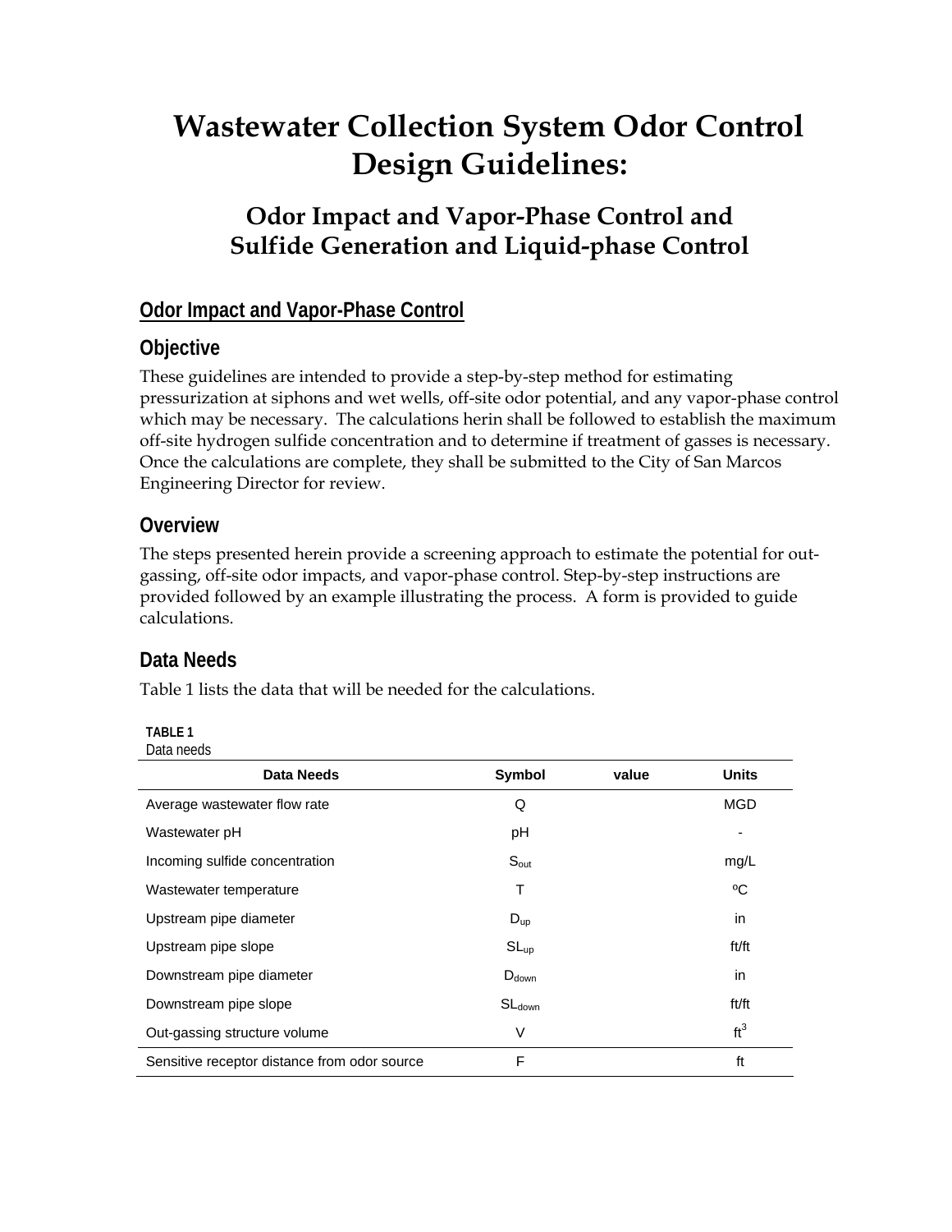# Wastewater Collection System Odor Control Design Guidelines:

## Odor Impact and Vapor-Phase Control and Sulfide Generation and Liquid-phase Control

### Odor Impact and Vapor-Phase Control

### Objective

These guidelines are intended to provide a step-by-step method for estimating pressurization at siphons and wet wells, off-site odor potential, and any vapor-phase control which may be necessary. The calculations herin shall be followed to establish the maximum off-site hydrogen sulfide concentration and to determine if treatment of gasses is necessary. Once the calculations are complete, they shall be submitted to the City of San Marcos Engineering Director for review.

### Overview

The steps presented herein provide a screening approach to estimate the potential for out-gassing, off-site odor impacts, and vapor-phase control. Step-by-step instructions are provided followed by an example illustrating the process. A form is provided to guide calculations.

### Data Needs

Table 1 lists the data that will be needed for the calculations.

**TABLE 1**
Data needs

| Data Needs | Symbol | value | Units |
|---|---|---|---|
| Average wastewater flow rate | Q | | MGD |
| Wastewater pH | pH | | - |
| Incoming sulfide concentration | $S_{out}$ | | mg/L |
| Wastewater temperature | T | | ºC |
| Upstream pipe diameter | $D_{up}$ | | in |
| Upstream pipe slope | $SL_{up}$ | | ft/ft |
| Downstream pipe diameter | $D_{down}$ | | in |
| Downstream pipe slope | $SL_{down}$ | | ft/ft |
| Out-gassing structure volume | V | | $ft^3$ |
| Sensitive receptor distance from odor source | F | | ft |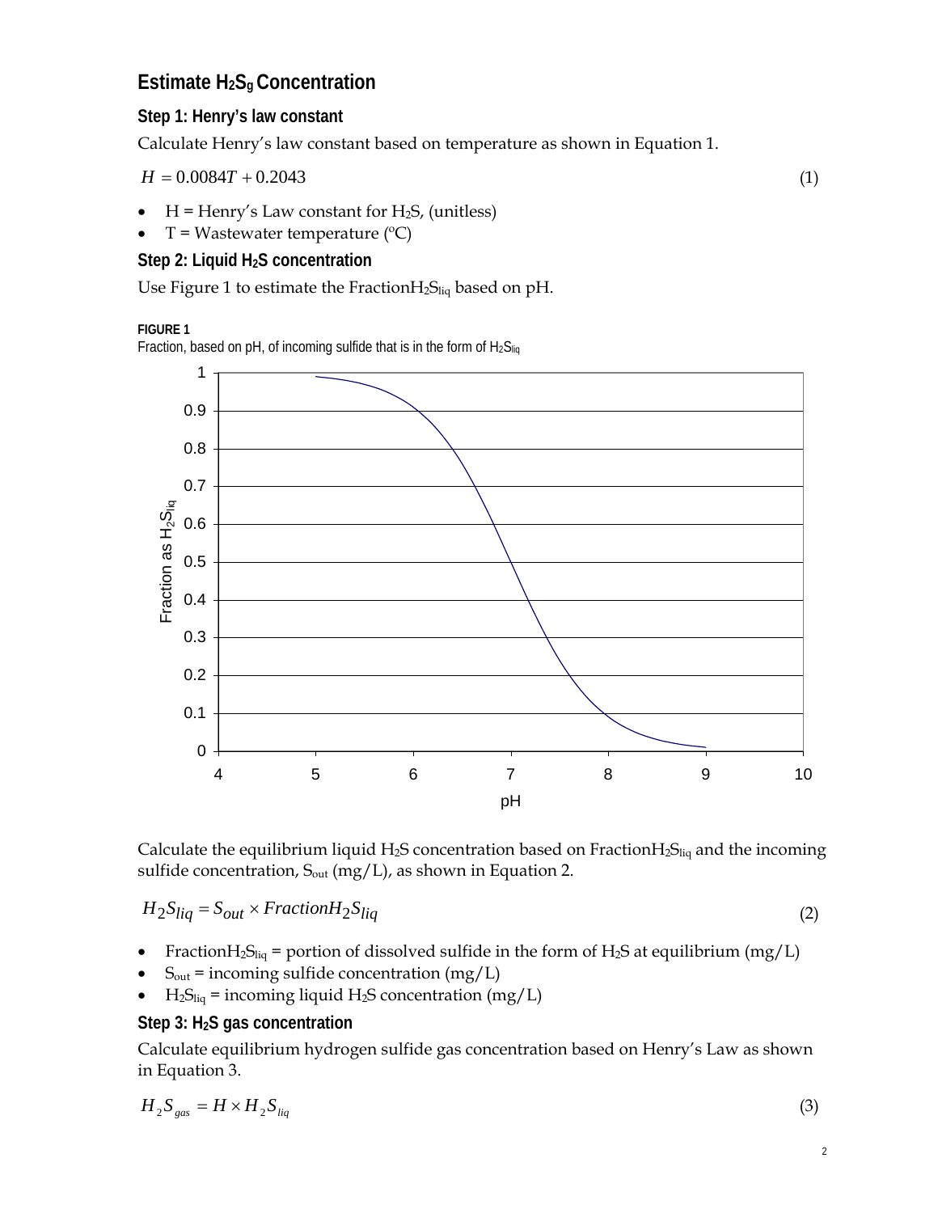## Estimate $H_2S_g$ Concentration

### Step 1: Henry's law constant

Calculate Henry's law constant based on temperature as shown in Equation 1.

$$H = 0.0084T + 0.2043 \tag{1}$$

- H = Henry's Law constant for $H_2S$, (unitless)
- T = Wastewater temperature (°C)

### Step 2: Liquid $H_2S$ concentration

Use Figure 1 to estimate the Fraction$H_2S_{liq}$ based on pH.

**FIGURE 1**

Fraction, based on pH, of incoming sulfide that is in the form of $H_2S_{liq}$

Calculate the equilibrium liquid $H_2S$ concentration based on Fraction$H_2S_{liq}$ and the incoming sulfide concentration, $S_{out}$ (mg/L), as shown in Equation 2.

$$H_2S_{liq} = S_{out} \times FractionH_2S_{liq} \tag{2}$$

- Fraction$H_2S_{liq}$ = portion of dissolved sulfide in the form of $H_2S$ at equilibrium (mg/L)
- $S_{out}$ = incoming sulfide concentration (mg/L)
- $H_2S_{liq}$ = incoming liquid $H_2S$ concentration (mg/L)

### Step 3: $H_2S$ gas concentration

Calculate equilibrium hydrogen sulfide gas concentration based on Henry's Law as shown in Equation 3.

$$H_2S_{gas} = H \times H_2S_{liq} \tag{3}$$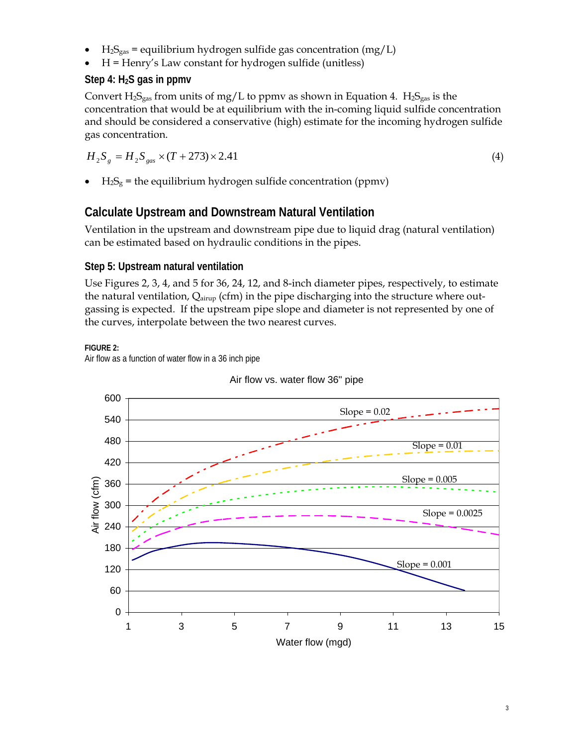- $H_2S_{gas}$ = equilibrium hydrogen sulfide gas concentration (mg/L)
- H = Henry's Law constant for hydrogen sulfide (unitless)

### Step 4: $H_2S$ gas in ppmv

Convert $H_2S_{gas}$ from units of mg/L to ppmv as shown in Equation 4. $H_2S_{gas}$ is the concentration that would be at equilibrium with the in-coming liquid sulfide concentration and should be considered a conservative (high) estimate for the incoming hydrogen sulfide gas concentration.

$$H_2S_g = H_2S_{gas} \times (T + 273) \times 2.41 \tag{4}$$

- $H_2S_g$ = the equilibrium hydrogen sulfide concentration (ppmv)

## Calculate Upstream and Downstream Natural Ventilation

Ventilation in the upstream and downstream pipe due to liquid drag (natural ventilation) can be estimated based on hydraulic conditions in the pipes.

### Step 5: Upstream natural ventilation

Use Figures 2, 3, 4, and 5 for 36, 24, 12, and 8-inch diameter pipes, respectively, to estimate the natural ventilation, $Q_{airup}$ (cfm) in the pipe discharging into the structure where out-gassing is expected. If the upstream pipe slope and diameter is not represented by one of the curves, interpolate between the two nearest curves.

**FIGURE 2:**
Air flow as a function of water flow in a 36 inch pipe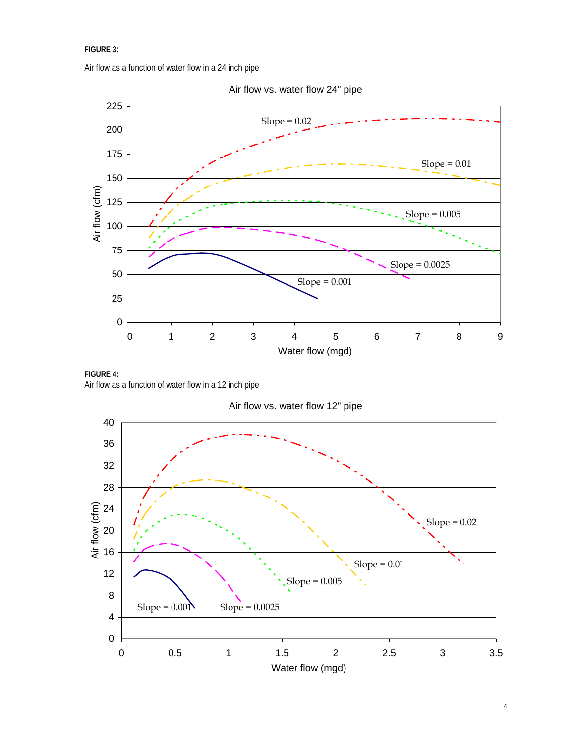**FIGURE 3:**

Air flow as a function of water flow in a 24 inch pipe

**FIGURE 4:**

Air flow as a function of water flow in a 12 inch pipe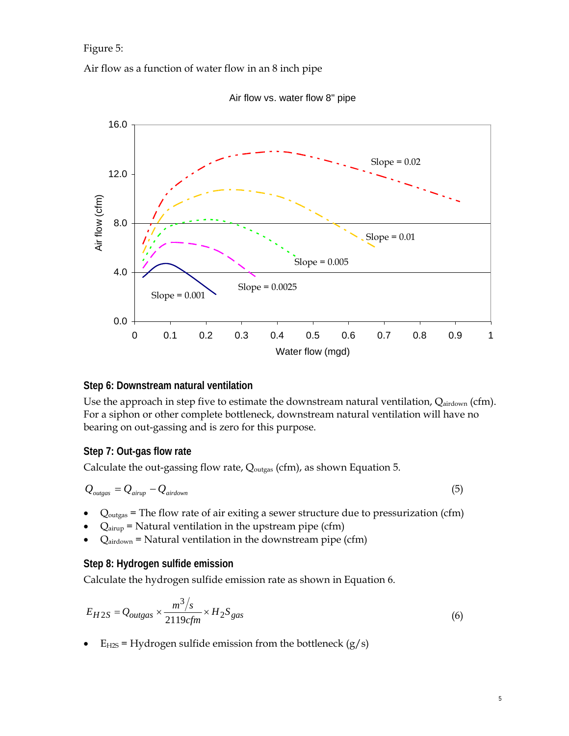Figure 5:

Air flow as a function of water flow in an 8 inch pipe

### Step 6: Downstream natural ventilation

Use the approach in step five to estimate the downstream natural ventilation, $Q_{airdown}$ (cfm). For a siphon or other complete bottleneck, downstream natural ventilation will have no bearing on out-gassing and is zero for this purpose.

### Step 7: Out-gas flow rate

Calculate the out-gassing flow rate, $Q_{outgas}$ (cfm), as shown Equation 5.

$$Q_{outgas} = Q_{airup} - Q_{airdown} \tag{5}$$

- $Q_{outgas}$ = The flow rate of air exiting a sewer structure due to pressurization (cfm)
- $Q_{airup}$ = Natural ventilation in the upstream pipe (cfm)
- $Q_{airdown}$ = Natural ventilation in the downstream pipe (cfm)

### Step 8: Hydrogen sulfide emission

Calculate the hydrogen sulfide emission rate as shown in Equation 6.

$$E_{H2S} = Q_{outgas} \times \frac{m^3/s}{2119cfm} \times H_2S_{gas} \tag{6}$$

- $E_{H2S}$ = Hydrogen sulfide emission from the bottleneck (g/s)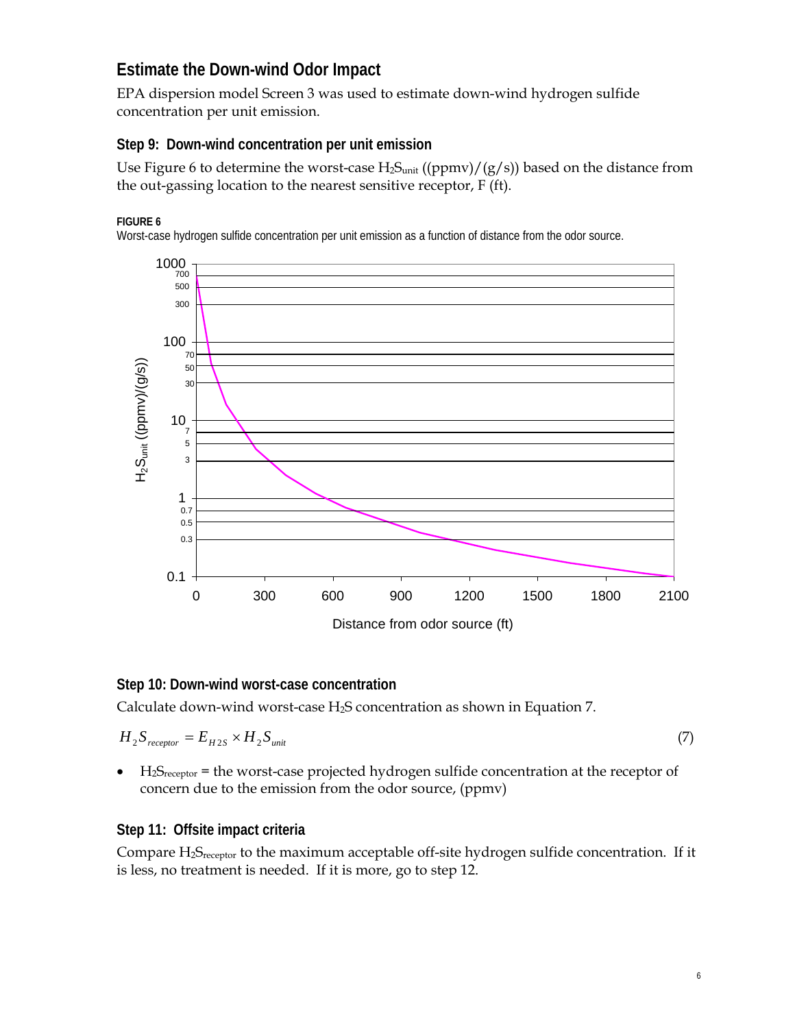## Estimate the Down-wind Odor Impact

EPA dispersion model Screen 3 was used to estimate down-wind hydrogen sulfide concentration per unit emission.

### Step 9: Down-wind concentration per unit emission

Use Figure 6 to determine the worst-case $H_2S_{unit}$ ((ppmv)/(g/s)) based on the distance from the out-gassing location to the nearest sensitive receptor, F (ft).

**FIGURE 6**

Worst-case hydrogen sulfide concentration per unit emission as a function of distance from the odor source.

### Step 10: Down-wind worst-case concentration

Calculate down-wind worst-case $H_2S$ concentration as shown in Equation 7.

$$H_2S_{receptor} = E_{H2S} \times H_2S_{unit} \tag{7}$$

- $H_2S_{receptor}$ = the worst-case projected hydrogen sulfide concentration at the receptor of concern due to the emission from the odor source, (ppmv)

### Step 11: Offsite impact criteria

Compare $H_2S_{receptor}$ to the maximum acceptable off-site hydrogen sulfide concentration. If it is less, no treatment is needed. If it is more, go to step 12.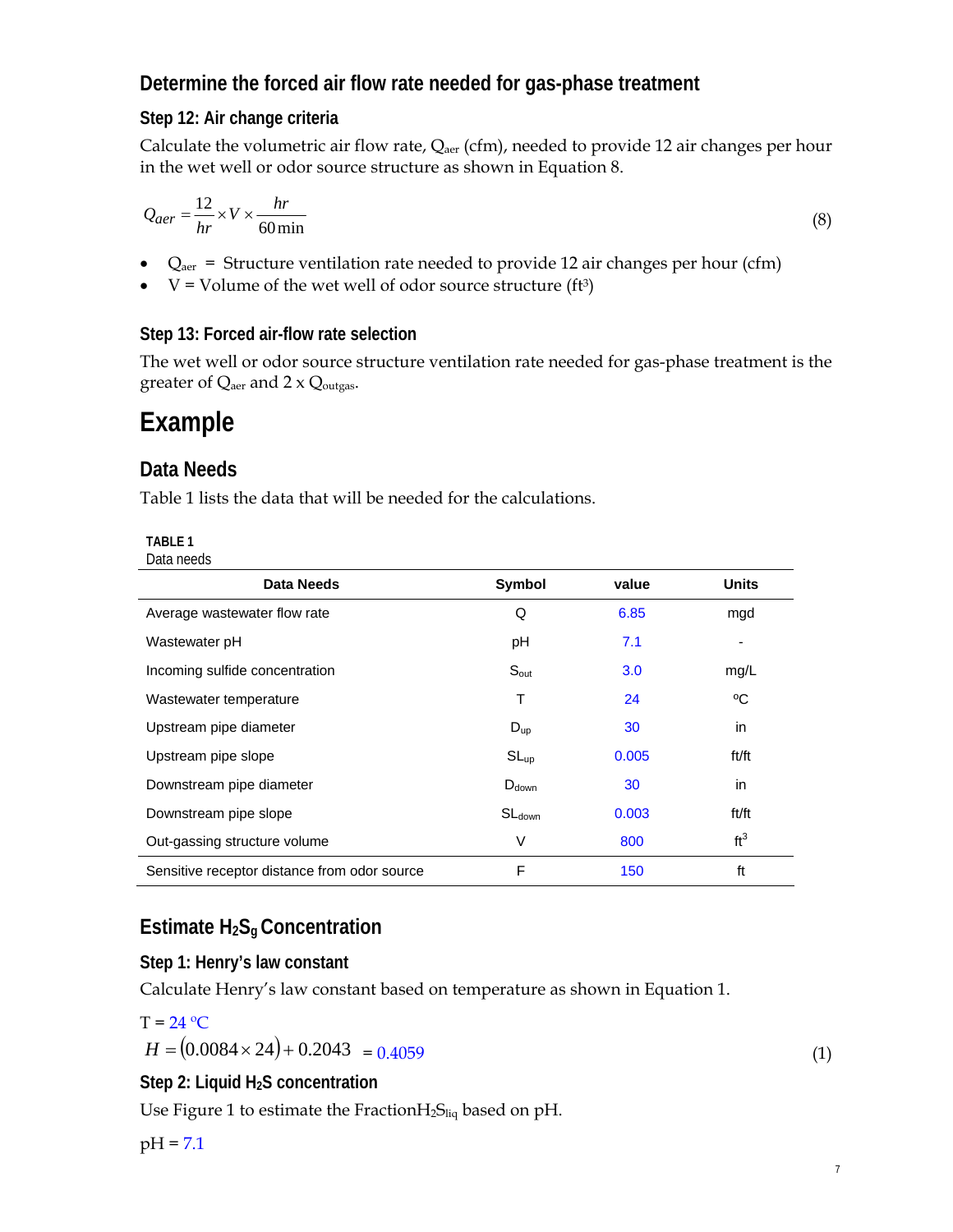## Determine the forced air flow rate needed for gas-phase treatment

### Step 12: Air change criteria

Calculate the volumetric air flow rate, $Q_{aer}$ (cfm), needed to provide 12 air changes per hour in the wet well or odor source structure as shown in Equation 8.

$$Q_{aer} = \frac{12}{hr} \times V \times \frac{hr}{60\,\text{min}} \tag{8}$$

- $Q_{aer}$ = Structure ventilation rate needed to provide 12 air changes per hour (cfm)
- V = Volume of the wet well of odor source structure ($ft^3$)

### Step 13: Forced air-flow rate selection

The wet well or odor source structure ventilation rate needed for gas-phase treatment is the greater of $Q_{aer}$ and 2 x $Q_{outgas}$.

# Example

## Data Needs

Table 1 lists the data that will be needed for the calculations.

**TABLE 1**
Data needs

| Data Needs | Symbol | value | Units |
|---|---|---|---|
| Average wastewater flow rate | Q | 6.85 | mgd |
| Wastewater pH | pH | 7.1 | - |
| Incoming sulfide concentration | $S_{out}$ | 3.0 | mg/L |
| Wastewater temperature | T | 24 | ºC |
| Upstream pipe diameter | $D_{up}$ | 30 | in |
| Upstream pipe slope | $SL_{up}$ | 0.005 | ft/ft |
| Downstream pipe diameter | $D_{down}$ | 30 | in |
| Downstream pipe slope | $SL_{down}$ | 0.003 | ft/ft |
| Out-gassing structure volume | V | 800 | $ft^3$ |
| Sensitive receptor distance from odor source | F | 150 | ft |

## Estimate $H_2S_g$ Concentration

### Step 1: Henry's law constant

Calculate Henry's law constant based on temperature as shown in Equation 1.

T = 24 ºC

$$H = (0.0084 \times 24) + 0.2043 = 0.4059 \tag{1}$$

### Step 2: Liquid $H_2S$ concentration

Use Figure 1 to estimate the Fraction$H_2S_{liq}$ based on pH.

pH = 7.1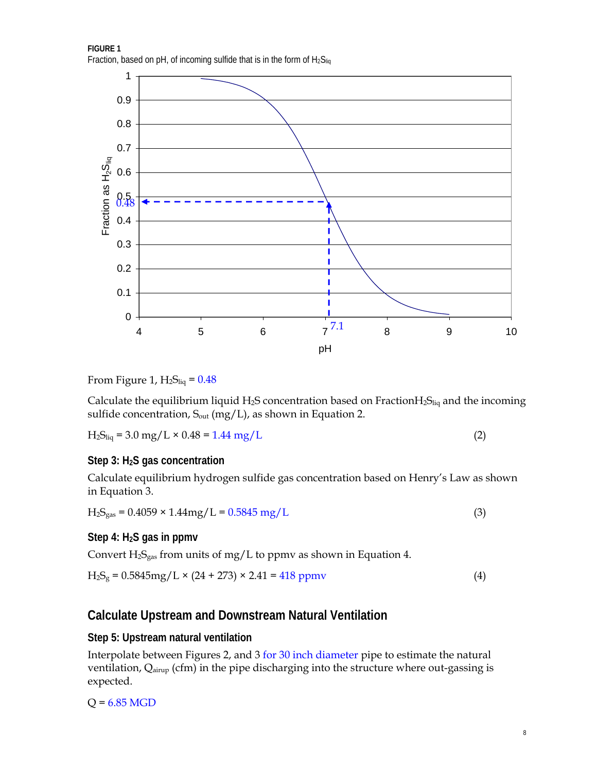**FIGURE 1**
Fraction, based on pH, of incoming sulfide that is in the form of $H_2S_{liq}$

From Figure 1, $H_2S_{liq}$ = 0.48

Calculate the equilibrium liquid $H_2S$ concentration based on Fraction$H_2S_{liq}$ and the incoming sulfide concentration, $S_{out}$ (mg/L), as shown in Equation 2.

$$H_2S_{liq} = 3.0 \text{ mg/L} \times 0.48 = 1.44 \text{ mg/L} \tag{2}$$

### Step 3: $H_2S$ gas concentration

Calculate equilibrium hydrogen sulfide gas concentration based on Henry's Law as shown in Equation 3.

$$H_2S_{gas} = 0.4059 \times 1.44 \text{mg/L} = 0.5845 \text{ mg/L} \tag{3}$$

### Step 4: $H_2S$ gas in ppmv

Convert $H_2S_{gas}$ from units of mg/L to ppmv as shown in Equation 4.

$$H_2S_g = 0.5845 \text{mg/L} \times (24 + 273) \times 2.41 = 418 \text{ ppmv} \tag{4}$$

## Calculate Upstream and Downstream Natural Ventilation

### Step 5: Upstream natural ventilation

Interpolate between Figures 2, and 3 for 30 inch diameter pipe to estimate the natural ventilation, $Q_{airup}$ (cfm) in the pipe discharging into the structure where out-gassing is expected.

Q = 6.85 MGD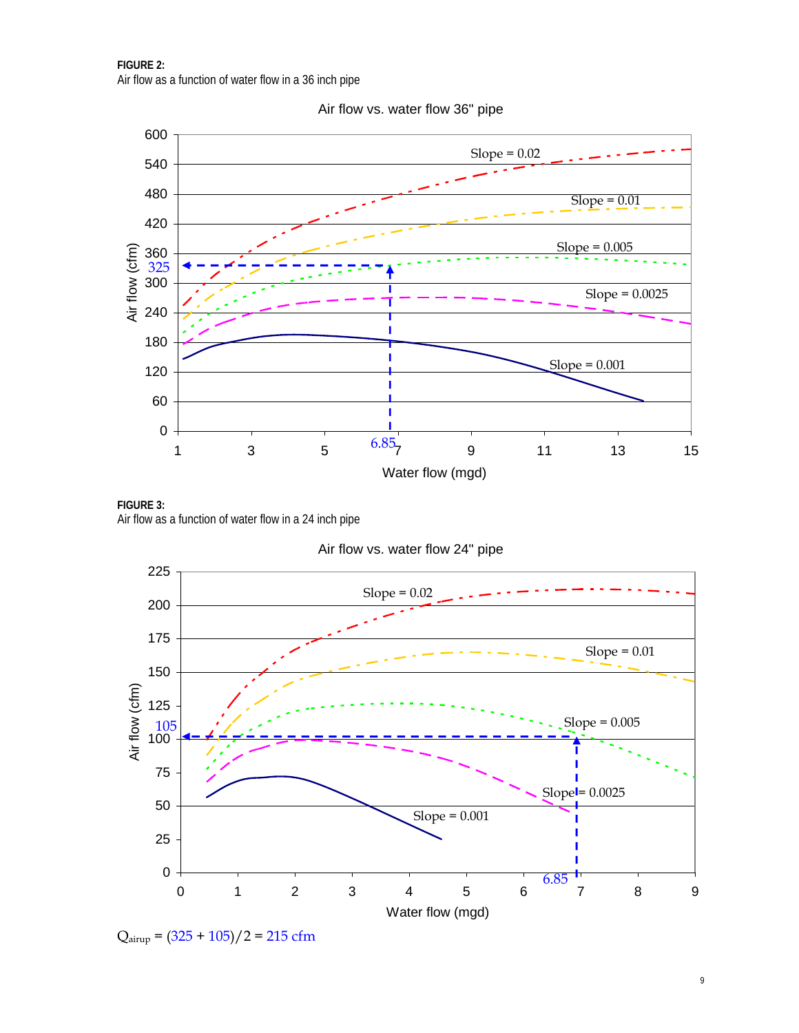**FIGURE 2:**
Air flow as a function of water flow in a 36 inch pipe

Air flow vs. water flow 36" pipe

Air flow (cfm)

Water flow (mgd)

Slope = 0.02

Slope = 0.01

Slope = 0.005

Slope = 0.0025

Slope = 0.001

325

6.85

**FIGURE 3:**
Air flow as a function of water flow in a 24 inch pipe

Air flow vs. water flow 24" pipe

Air flow (cfm)

Water flow (mgd)

Slope = 0.02

Slope = 0.01

Slope = 0.005

Slope = 0.0025

Slope = 0.001

105

6.85

$Q_{airup} = (325 + 105)/2 = 215$ cfm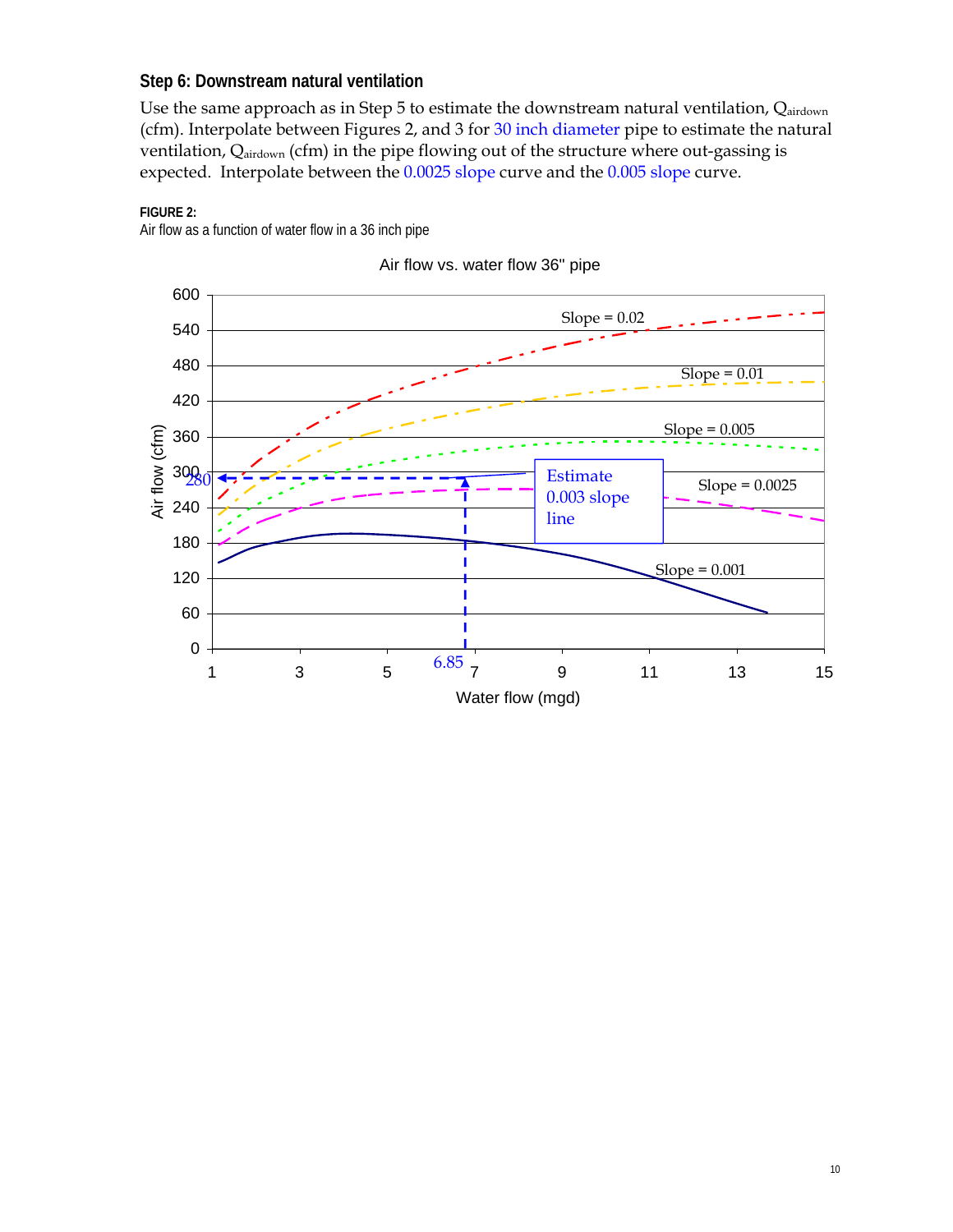### Step 6: Downstream natural ventilation

Use the same approach as in Step 5 to estimate the downstream natural ventilation, $Q_{airdown}$ (cfm). Interpolate between Figures 2, and 3 for 30 inch diameter pipe to estimate the natural ventilation, $Q_{airdown}$ (cfm) in the pipe flowing out of the structure where out-gassing is expected. Interpolate between the 0.0025 slope curve and the 0.005 slope curve.

**FIGURE 2:**
Air flow as a function of water flow in a 36 inch pipe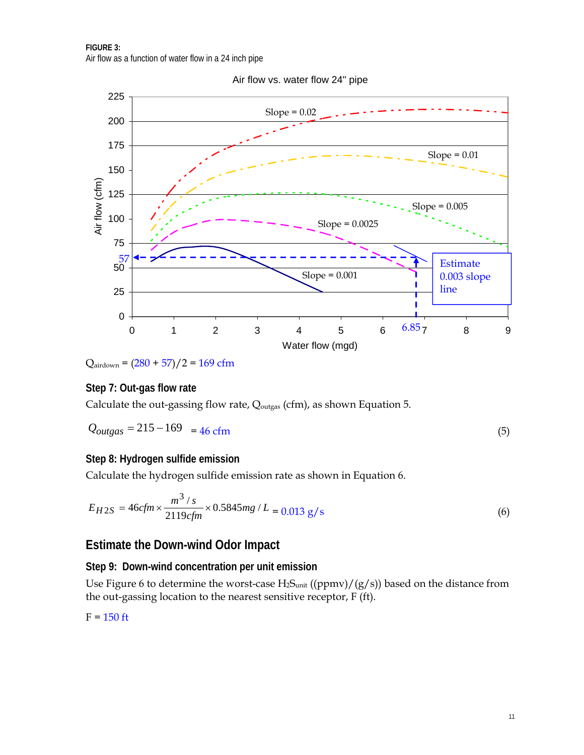**FIGURE 3:**
Air flow as a function of water flow in a 24 inch pipe

$Q_{airdown}$ = (280 + 57)/2 = 169 cfm

### Step 7: Out-gas flow rate

Calculate the out-gassing flow rate, $Q_{outgas}$ (cfm), as shown Equation 5.

$$Q_{outgas} = 215 - 169 = 46 \text{ cfm} \tag{5}$$

### Step 8: Hydrogen sulfide emission

Calculate the hydrogen sulfide emission rate as shown in Equation 6.

$$E_{H2S} = 46 cfm \times \frac{m^3/s}{2119 cfm} \times 0.5845 mg/L = 0.013 \text{ g/s} \tag{6}$$

## Estimate the Down-wind Odor Impact

### Step 9: Down-wind concentration per unit emission

Use Figure 6 to determine the worst-case $H_2S_{unit}$ ((ppmv)/(g/s)) based on the distance from the out-gassing location to the nearest sensitive receptor, F (ft).

F = 150 ft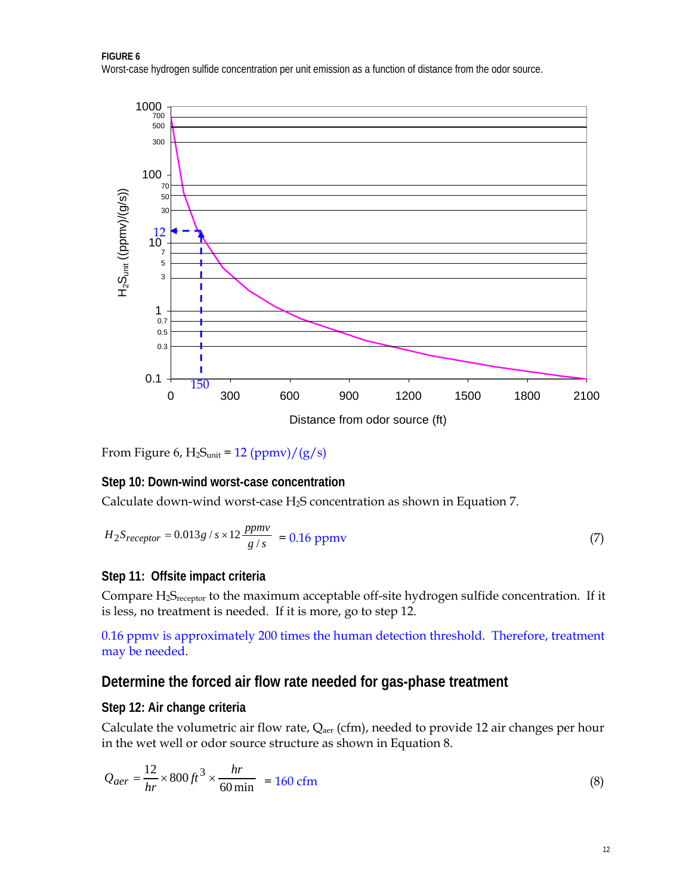**FIGURE 6**
Worst-case hydrogen sulfide concentration per unit emission as a function of distance from the odor source.

From Figure 6, $H_2S_{unit}$ = 12 (ppmv)/(g/s)

### Step 10: Down-wind worst-case concentration

Calculate down-wind worst-case $H_2S$ concentration as shown in Equation 7.

$$H_2S_{receptor} = 0.013 g/s \times 12 \frac{ppmv}{g/s} = 0.16 \text{ ppmv} \tag{7}$$

### Step 11: Offsite impact criteria

Compare $H_2S_{receptor}$ to the maximum acceptable off-site hydrogen sulfide concentration. If it is less, no treatment is needed. If it is more, go to step 12.

0.16 ppmv is approximately 200 times the human detection threshold. Therefore, treatment may be needed.

## Determine the forced air flow rate needed for gas-phase treatment

### Step 12: Air change criteria

Calculate the volumetric air flow rate, $Q_{aer}$ (cfm), needed to provide 12 air changes per hour in the wet well or odor source structure as shown in Equation 8.

$$Q_{aer} = \frac{12}{hr} \times 800 \, ft^3 \times \frac{hr}{60 \min} = 160 \text{ cfm} \tag{8}$$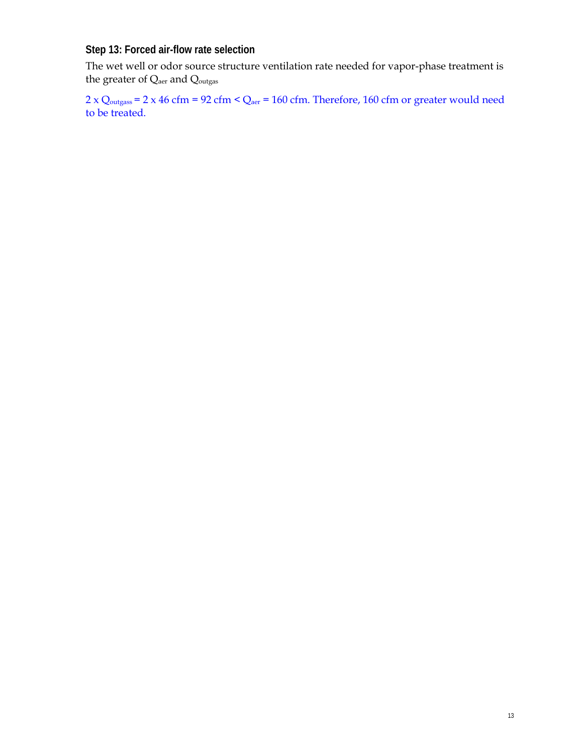### Step 13: Forced air-flow rate selection

The wet well or odor source structure ventilation rate needed for vapor-phase treatment is the greater of $Q_{aer}$ and $Q_{outgas}$

$2 \times Q_{outgass} = 2 \times 46$ cfm = 92 cfm < $Q_{aer}$ = 160 cfm. Therefore, 160 cfm or greater would need to be treated.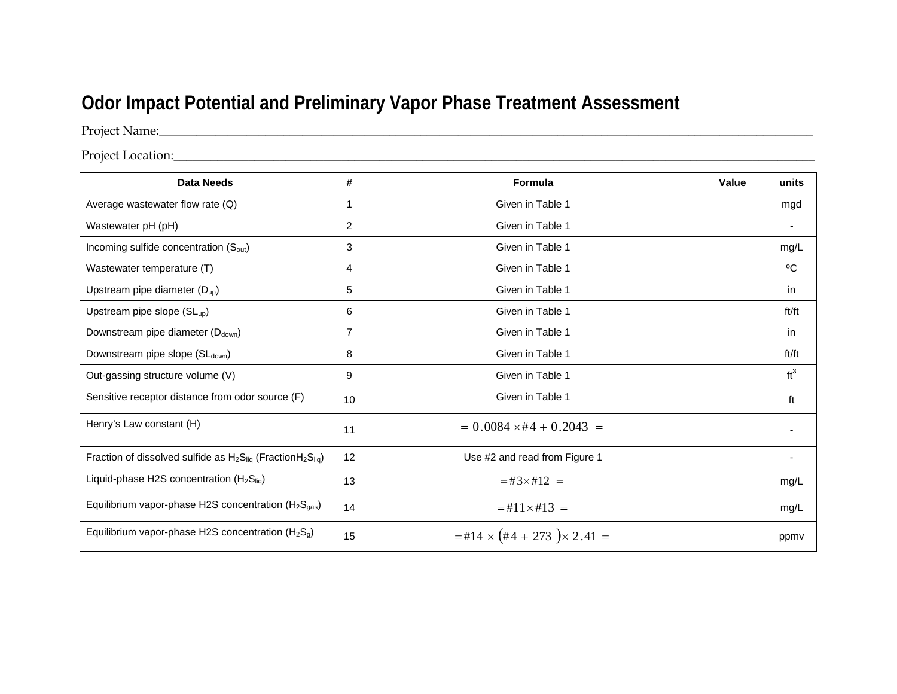# Odor Impact Potential and Preliminary Vapor Phase Treatment Assessment

Project Name:______________________________________________________________________________

Project Location:____________________________________________________________________________

| Data Needs | # | Formula | Value | units |
|---|---|---|---|---|
| Average wastewater flow rate (Q) | 1 | Given in Table 1 | | mgd |
| Wastewater pH (pH) | 2 | Given in Table 1 | | - |
| Incoming sulfide concentration ($S_{out}$) | 3 | Given in Table 1 | | mg/L |
| Wastewater temperature (T) | 4 | Given in Table 1 | | ºC |
| Upstream pipe diameter ($D_{up}$) | 5 | Given in Table 1 | | in |
| Upstream pipe slope ($SL_{up}$) | 6 | Given in Table 1 | | ft/ft |
| Downstream pipe diameter ($D_{down}$) | 7 | Given in Table 1 | | in |
| Downstream pipe slope ($SL_{down}$) | 8 | Given in Table 1 | | ft/ft |
| Out-gassing structure volume (V) | 9 | Given in Table 1 | | $ft^3$ |
| Sensitive receptor distance from odor source (F) | 10 | Given in Table 1 | | ft |
| Henry's Law constant (H) | 11 | $= 0.0084 \times \#4 + 0.2043 =$ | | - |
| Fraction of dissolved sulfide as $H_2S_{liq}$ (Fraction$H_2S_{liq}$) | 12 | Use #2 and read from Figure 1 | | - |
| Liquid-phase H2S concentration ($H_2S_{liq}$) | 13 | $= \#3 \times \#12 =$ | | mg/L |
| Equilibrium vapor-phase H2S concentration ($H_2S_{gas}$) | 14 | $= \#11 \times \#13 =$ | | mg/L |
| Equilibrium vapor-phase H2S concentration ($H_2S_g$) | 15 | $= \#14 \times (\#4 + 273) \times 2.41 =$ | | ppmv |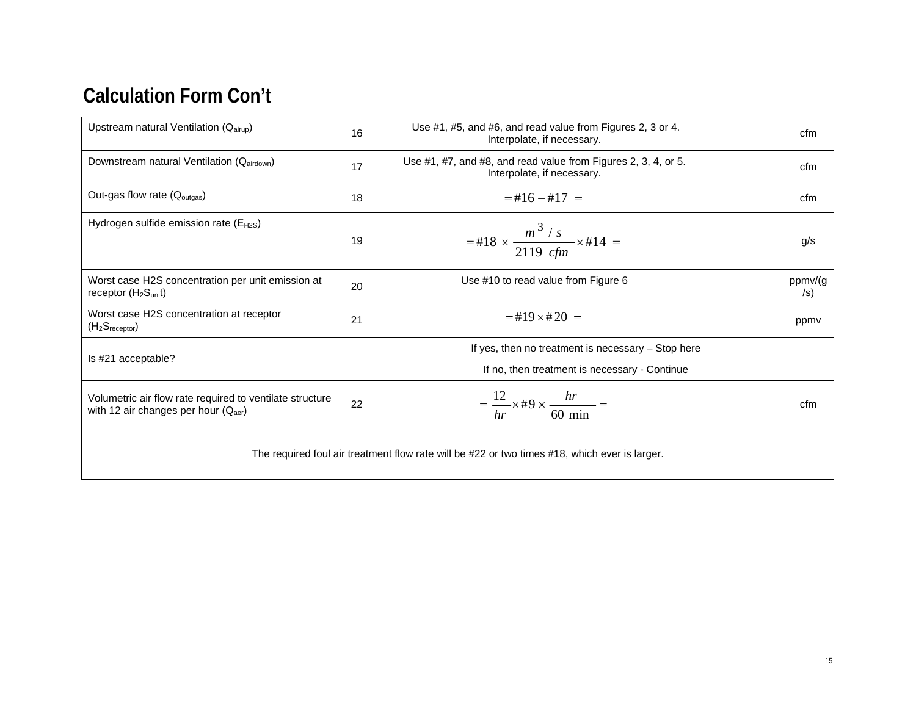## Calculation Form Con't

| | | | | |
|---|---|---|---|---|
| Upstream natural Ventilation ($Q_{airup}$) | 16 | Use #1, #5, and #6, and read value from Figures 2, 3 or 4. Interpolate, if necessary. | | cfm |
| Downstream natural Ventilation ($Q_{airdown}$) | 17 | Use #1, #7, and #8, and read value from Figures 2, 3, 4, or 5. Interpolate, if necessary. | | cfm |
| Out-gas flow rate ($Q_{outgas}$) | 18 | $= \#16 - \#17 =$ | | cfm |
| Hydrogen sulfide emission rate ($E_{H2S}$) | 19 | $= \#18 \times \frac{m^3/s}{2119\ cfm} \times \#14 =$ | | g/s |
| Worst case H2S concentration per unit emission at receptor ($H_2S_{unit}$) | 20 | Use #10 to read value from Figure 6 | | ppmv/(g/s) |
| Worst case H2S concentration at receptor ($H_2S_{receptor}$) | 21 | $= \#19 \times \#20 =$ | | ppmv |
| Is #21 acceptable? | If yes, then no treatment is necessary – Stop here | | | |
| | If no, then treatment is necessary - Continue | | | |
| Volumetric air flow rate required to ventilate structure with 12 air changes per hour ($Q_{aer}$) | 22 | $= \frac{12}{hr} \times \#9 \times \frac{hr}{60\ \min} =$ | | cfm |
| The required foul air treatment flow rate will be #22 or two times #18, which ever is larger. | | | | |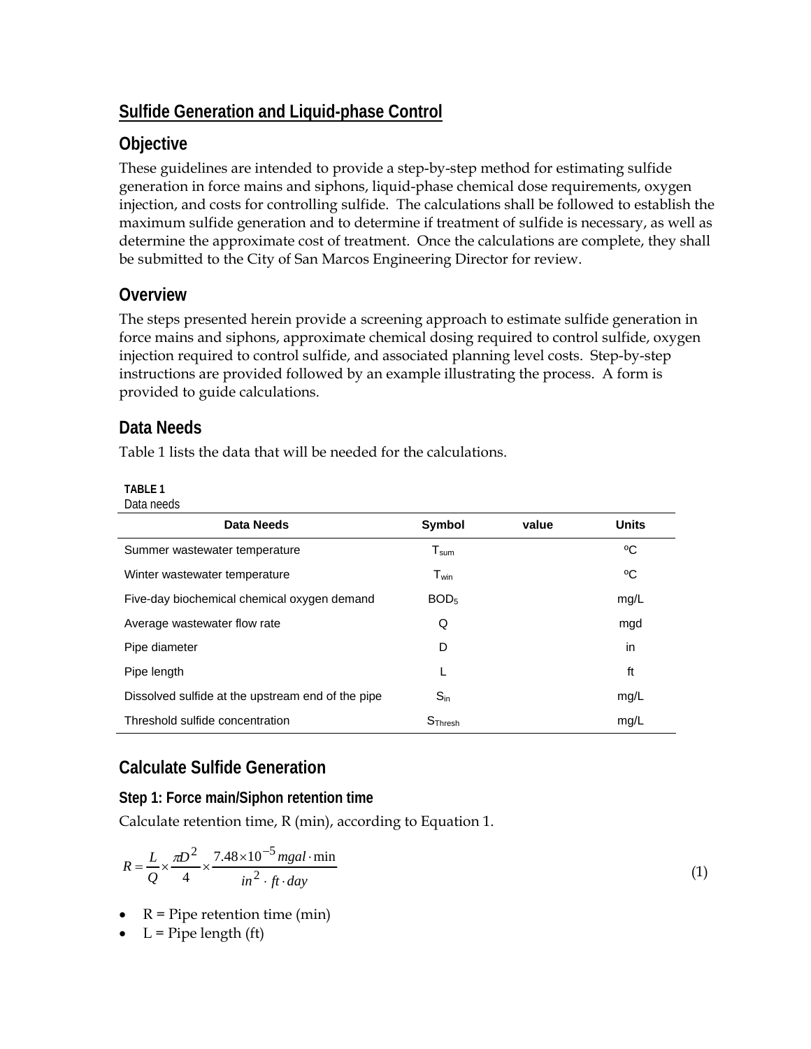## Sulfide Generation and Liquid-phase Control

### Objective

These guidelines are intended to provide a step-by-step method for estimating sulfide generation in force mains and siphons, liquid-phase chemical dose requirements, oxygen injection, and costs for controlling sulfide. The calculations shall be followed to establish the maximum sulfide generation and to determine if treatment of sulfide is necessary, as well as determine the approximate cost of treatment. Once the calculations are complete, they shall be submitted to the City of San Marcos Engineering Director for review.

### Overview

The steps presented herein provide a screening approach to estimate sulfide generation in force mains and siphons, approximate chemical dosing required to control sulfide, oxygen injection required to control sulfide, and associated planning level costs. Step-by-step instructions are provided followed by an example illustrating the process. A form is provided to guide calculations.

### Data Needs

Table 1 lists the data that will be needed for the calculations.

**TABLE 1**
Data needs

| Data Needs | Symbol | value | Units |
|---|---|---|---|
| Summer wastewater temperature | $T_{sum}$ | | ºC |
| Winter wastewater temperature | $T_{win}$ | | ºC |
| Five-day biochemical chemical oxygen demand | $BOD_5$ | | mg/L |
| Average wastewater flow rate | Q | | mgd |
| Pipe diameter | D | | in |
| Pipe length | L | | ft |
| Dissolved sulfide at the upstream end of the pipe | $S_{in}$ | | mg/L |
| Threshold sulfide concentration | $S_{Thresh}$ | | mg/L |

### Calculate Sulfide Generation

#### Step 1: Force main/Siphon retention time

Calculate retention time, R (min), according to Equation 1.

$$R = \frac{L}{Q} \times \frac{\pi D^2}{4} \times \frac{7.48 \times 10^{-5}\, mgal \cdot \min}{in^2 \cdot ft \cdot day} \tag{1}$$

- R = Pipe retention time (min)
- L = Pipe length (ft)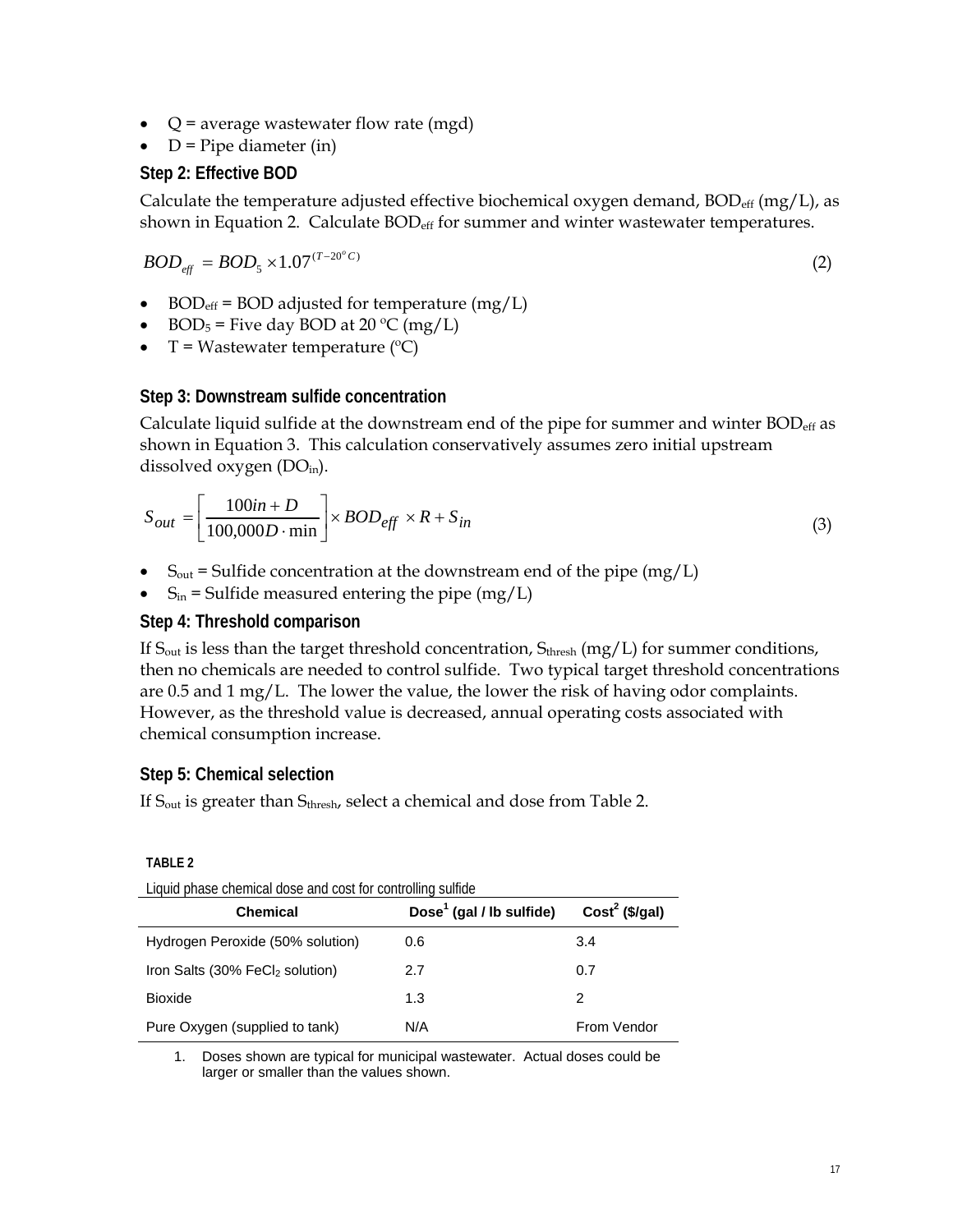- Q = average wastewater flow rate (mgd)
- D = Pipe diameter (in)

### Step 2: Effective BOD

Calculate the temperature adjusted effective biochemical oxygen demand, $BOD_{eff}$ (mg/L), as shown in Equation 2. Calculate $BOD_{eff}$ for summer and winter wastewater temperatures.

$$BOD_{eff} = BOD_5 \times 1.07^{(T-20^oC)} \tag{2}$$

- $BOD_{eff}$ = BOD adjusted for temperature (mg/L)
- $BOD_5$ = Five day BOD at 20 °C (mg/L)
- T = Wastewater temperature (°C)

### Step 3: Downstream sulfide concentration

Calculate liquid sulfide at the downstream end of the pipe for summer and winter $BOD_{eff}$ as shown in Equation 3. This calculation conservatively assumes zero initial upstream dissolved oxygen ($DO_{in}$).

$$S_{out} = \left[ \frac{100in + D}{100{,}000D \cdot \min} \right] \times BOD_{eff} \times R + S_{in} \tag{3}$$

- $S_{out}$ = Sulfide concentration at the downstream end of the pipe (mg/L)
- $S_{in}$ = Sulfide measured entering the pipe (mg/L)

### Step 4: Threshold comparison

If $S_{out}$ is less than the target threshold concentration, $S_{thresh}$ (mg/L) for summer conditions, then no chemicals are needed to control sulfide. Two typical target threshold concentrations are 0.5 and 1 mg/L. The lower the value, the lower the risk of having odor complaints. However, as the threshold value is decreased, annual operating costs associated with chemical consumption increase.

### Step 5: Chemical selection

If $S_{out}$ is greater than $S_{thresh}$, select a chemical and dose from Table 2.

**TABLE 2**

Liquid phase chemical dose and cost for controlling sulfide

| Chemical | Dose[1] (gal / lb sulfide) | Cost[2] ($/gal) |
|---|---|---|
| Hydrogen Peroxide (50% solution) | 0.6 | 3.4 |
| Iron Salts (30% $FeCl_2$ solution) | 2.7 | 0.7 |
| Bioxide | 1.3 | 2 |
| Pure Oxygen (supplied to tank) | N/A | From Vendor |

1. Doses shown are typical for municipal wastewater. Actual doses could be larger or smaller than the values shown.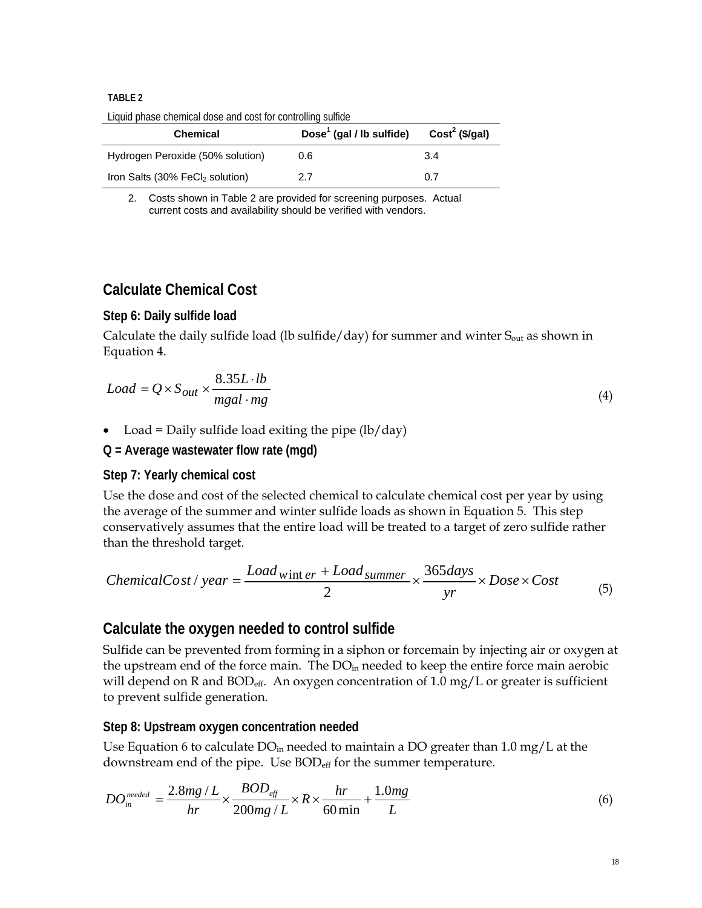**TABLE 2**

Liquid phase chemical dose and cost for controlling sulfide

| Chemical | Dose[1] (gal / lb sulfide) | Cost[2] ($/gal) |
|---|---|---|
| Hydrogen Peroxide (50% solution) | 0.6 | 3.4 |
| Iron Salts (30% $FeCl_2$ solution) | 2.7 | 0.7 |

2. Costs shown in Table 2 are provided for screening purposes. Actual current costs and availability should be verified with vendors.

## Calculate Chemical Cost

### Step 6: Daily sulfide load

Calculate the daily sulfide load (lb sulfide/day) for summer and winter $S_{out}$ as shown in Equation 4.

$$Load = Q \times S_{out} \times \frac{8.35 L \cdot lb}{mgal \cdot mg} \tag{4}$$

- Load = Daily sulfide load exiting the pipe (lb/day)

**Q = Average wastewater flow rate (mgd)**

### Step 7: Yearly chemical cost

Use the dose and cost of the selected chemical to calculate chemical cost per year by using the average of the summer and winter sulfide loads as shown in Equation 5. This step conservatively assumes that the entire load will be treated to a target of zero sulfide rather than the threshold target.

$$ChemicalCost / year = \frac{Load_{winter} + Load_{summer}}{2} \times \frac{365 days}{yr} \times Dose \times Cost \tag{5}$$

## Calculate the oxygen needed to control sulfide

Sulfide can be prevented from forming in a siphon or forcemain by injecting air or oxygen at the upstream end of the force main. The $DO_{in}$ needed to keep the entire force main aerobic will depend on R and $BOD_{eff}$. An oxygen concentration of 1.0 mg/L or greater is sufficient to prevent sulfide generation.

### Step 8: Upstream oxygen concentration needed

Use Equation 6 to calculate $DO_{in}$ needed to maintain a DO greater than 1.0 mg/L at the downstream end of the pipe. Use $BOD_{eff}$ for the summer temperature.

$$DO_{in}^{needed} = \frac{2.8 mg/L}{hr} \times \frac{BOD_{eff}}{200 mg/L} \times R \times \frac{hr}{60 \min} + \frac{1.0 mg}{L} \tag{6}$$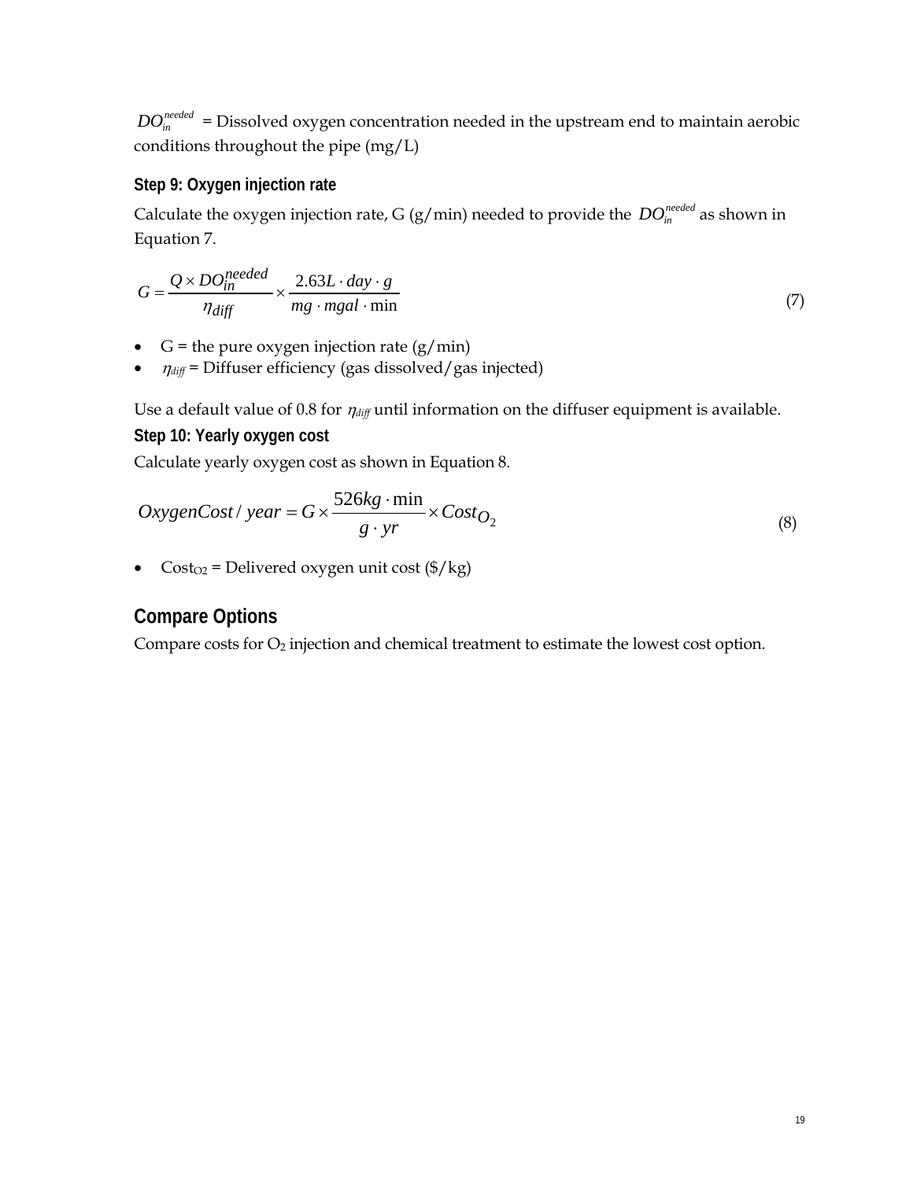$DO_{in}^{needed}$ = Dissolved oxygen concentration needed in the upstream end to maintain aerobic conditions throughout the pipe (mg/L)

### Step 9: Oxygen injection rate

Calculate the oxygen injection rate, G (g/min) needed to provide the $DO_{in}^{needed}$ as shown in Equation 7.

$$G = \frac{Q \times DO_{in}^{needed}}{\eta_{diff}} \times \frac{2.63 L \cdot day \cdot g}{mg \cdot mgal \cdot \min} \tag{7}$$

- G = the pure oxygen injection rate (g/min)
- $\eta_{diff}$ = Diffuser efficiency (gas dissolved/gas injected)

Use a default value of 0.8 for $\eta_{diff}$ until information on the diffuser equipment is available.

### Step 10: Yearly oxygen cost

Calculate yearly oxygen cost as shown in Equation 8.

$$OxygenCost / year = G \times \frac{526 kg \cdot \min}{g \cdot yr} \times Cost_{O_2} \tag{8}$$

- $Cost_{O2}$ = Delivered oxygen unit cost ($/kg)

## Compare Options

Compare costs for $O_2$ injection and chemical treatment to estimate the lowest cost option.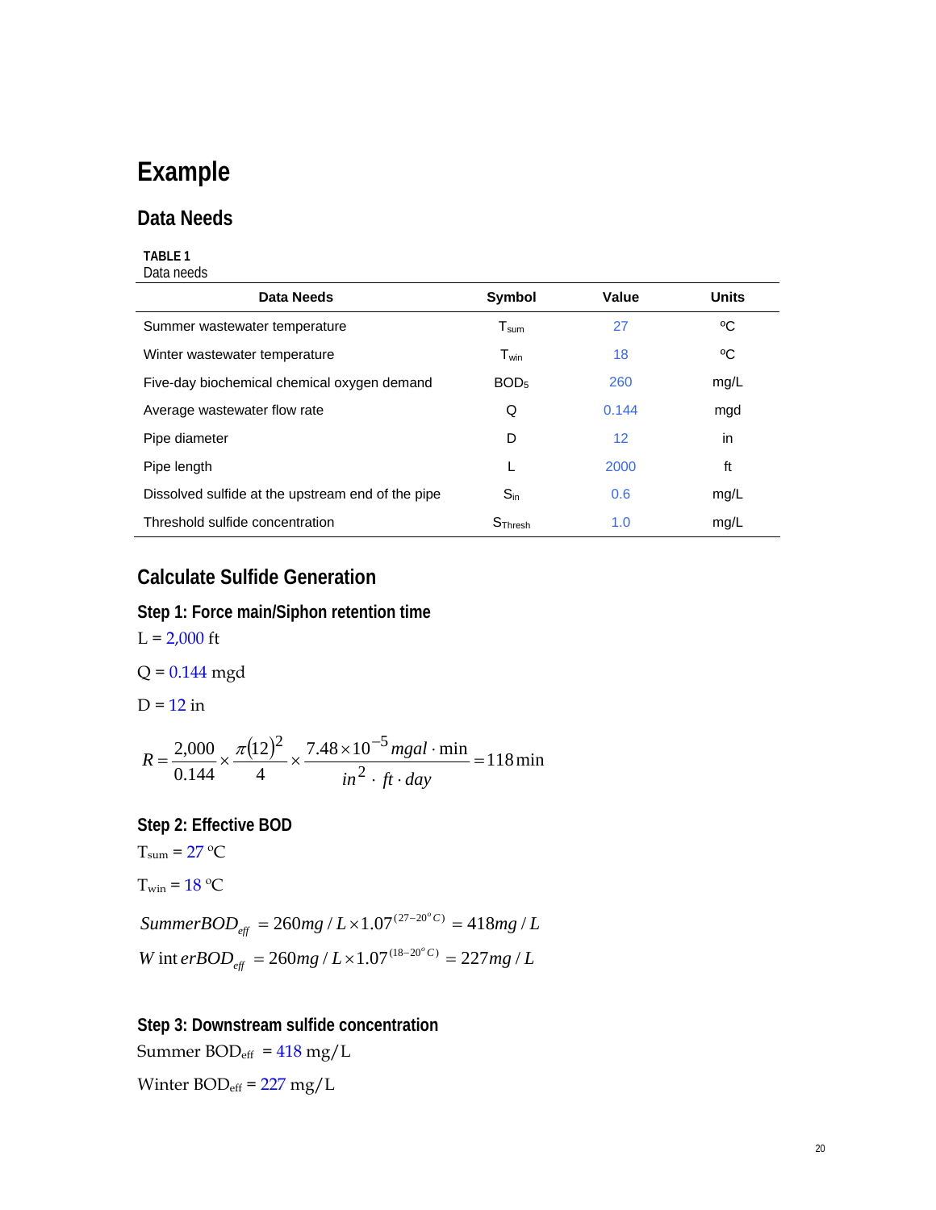# Example

## Data Needs

**TABLE 1**
Data needs

| Data Needs | Symbol | Value | Units |
|---|---|---|---|
| Summer wastewater temperature | $T_{sum}$ | 27 | ºC |
| Winter wastewater temperature | $T_{win}$ | 18 | ºC |
| Five-day biochemical chemical oxygen demand | $BOD_5$ | 260 | mg/L |
| Average wastewater flow rate | Q | 0.144 | mgd |
| Pipe diameter | D | 12 | in |
| Pipe length | L | 2000 | ft |
| Dissolved sulfide at the upstream end of the pipe | $S_{in}$ | 0.6 | mg/L |
| Threshold sulfide concentration | $S_{Thresh}$ | 1.0 | mg/L |

## Calculate Sulfide Generation

### Step 1: Force main/Siphon retention time

L = 2,000 ft

Q = 0.144 mgd

D = 12 in

$$R = \frac{2{,}000}{0.144} \times \frac{\pi (12)^2}{4} \times \frac{7.48 \times 10^{-5}\, mgal \cdot \min}{in^2 \cdot ft \cdot day} = 118\,\min$$

### Step 2: Effective BOD

$T_{sum}$ = 27 ºC

$T_{win}$ = 18 ºC

$$SummerBOD_{eff} = 260 mg/L \times 1.07^{(27-20^{o}C)} = 418 mg/L$$

$$WinterBOD_{eff} = 260 mg/L \times 1.07^{(18-20^{o}C)} = 227 mg/L$$

### Step 3: Downstream sulfide concentration

Summer $BOD_{eff}$ = 418 mg/L

Winter $BOD_{eff}$ = 227 mg/L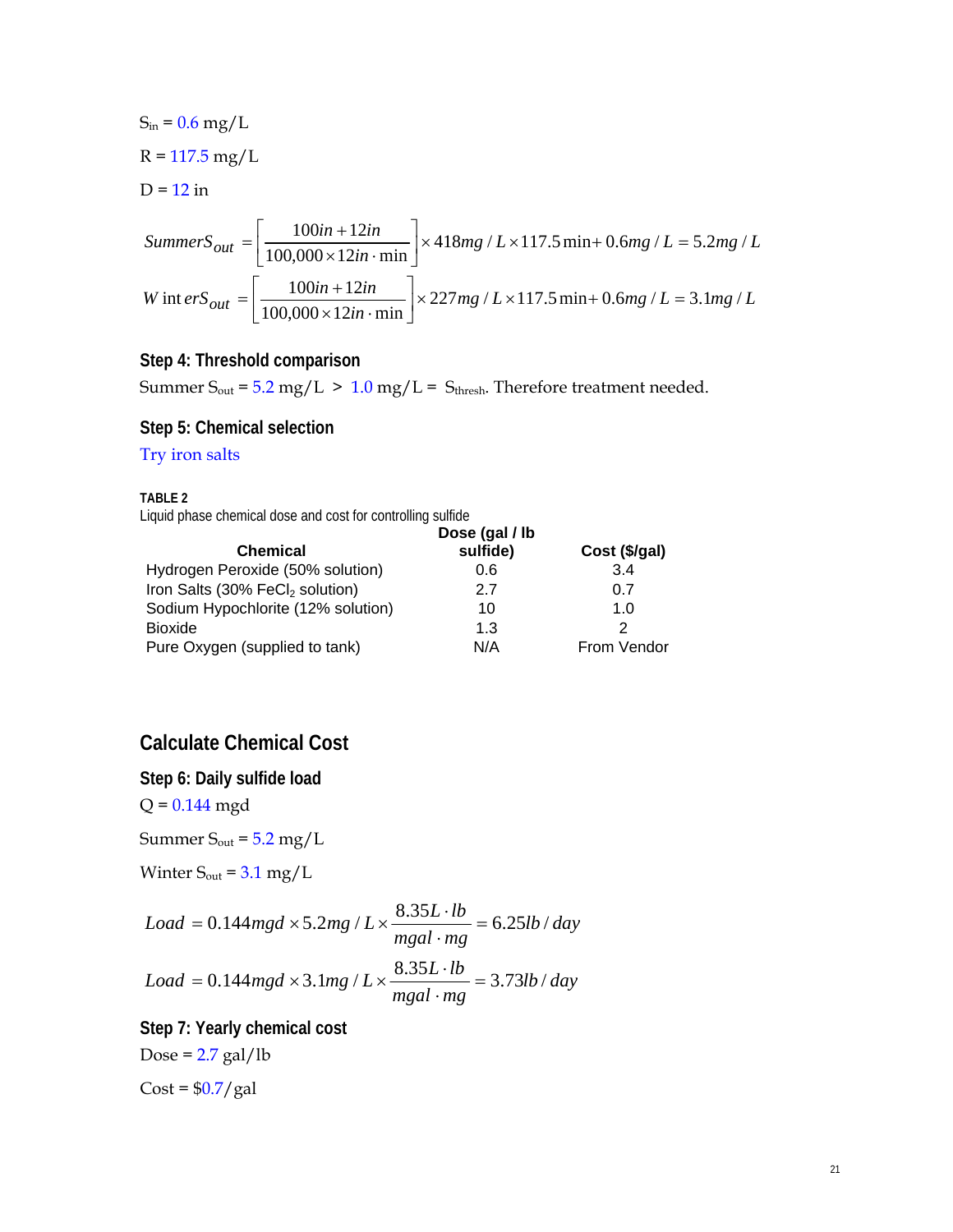$S_{in}$ = 0.6 mg/L

R = 117.5 mg/L

D = 12 in

$$Summer S_{out} = \left[\frac{100in + 12in}{100{,}000 \times 12in \cdot \min}\right] \times 418mg/L \times 117.5\min + 0.6mg/L = 5.2mg/L$$

$$Winter S_{out} = \left[\frac{100in + 12in}{100{,}000 \times 12in \cdot \min}\right] \times 227mg/L \times 117.5\min + 0.6mg/L = 3.1mg/L$$

### Step 4: Threshold comparison

Summer $S_{out}$ = 5.2 mg/L > 1.0 mg/L = $S_{thresh}$. Therefore treatment needed.

### Step 5: Chemical selection

Try iron salts

**TABLE 2**

Liquid phase chemical dose and cost for controlling sulfide

| Chemical | Dose (gal / lb sulfide) | Cost ($/gal) |
|---|---|---|
| Hydrogen Peroxide (50% solution) | 0.6 | 3.4 |
| Iron Salts (30% $FeCl_2$ solution) | 2.7 | 0.7 |
| Sodium Hypochlorite (12% solution) | 10 | 1.0 |
| Bioxide | 1.3 | 2 |
| Pure Oxygen (supplied to tank) | N/A | From Vendor |

## Calculate Chemical Cost

### Step 6: Daily sulfide load

Q = 0.144 mgd

Summer $S_{out}$ = 5.2 mg/L

Winter $S_{out}$ = 3.1 mg/L

$$Load = 0.144mgd \times 5.2mg/L \times \frac{8.35L \cdot lb}{mgal \cdot mg} = 6.25lb/day$$

$$Load = 0.144mgd \times 3.1mg/L \times \frac{8.35L \cdot lb}{mgal \cdot mg} = 3.73lb/day$$

### Step 7: Yearly chemical cost

Dose = 2.7 gal/lb

Cost = $0.7/gal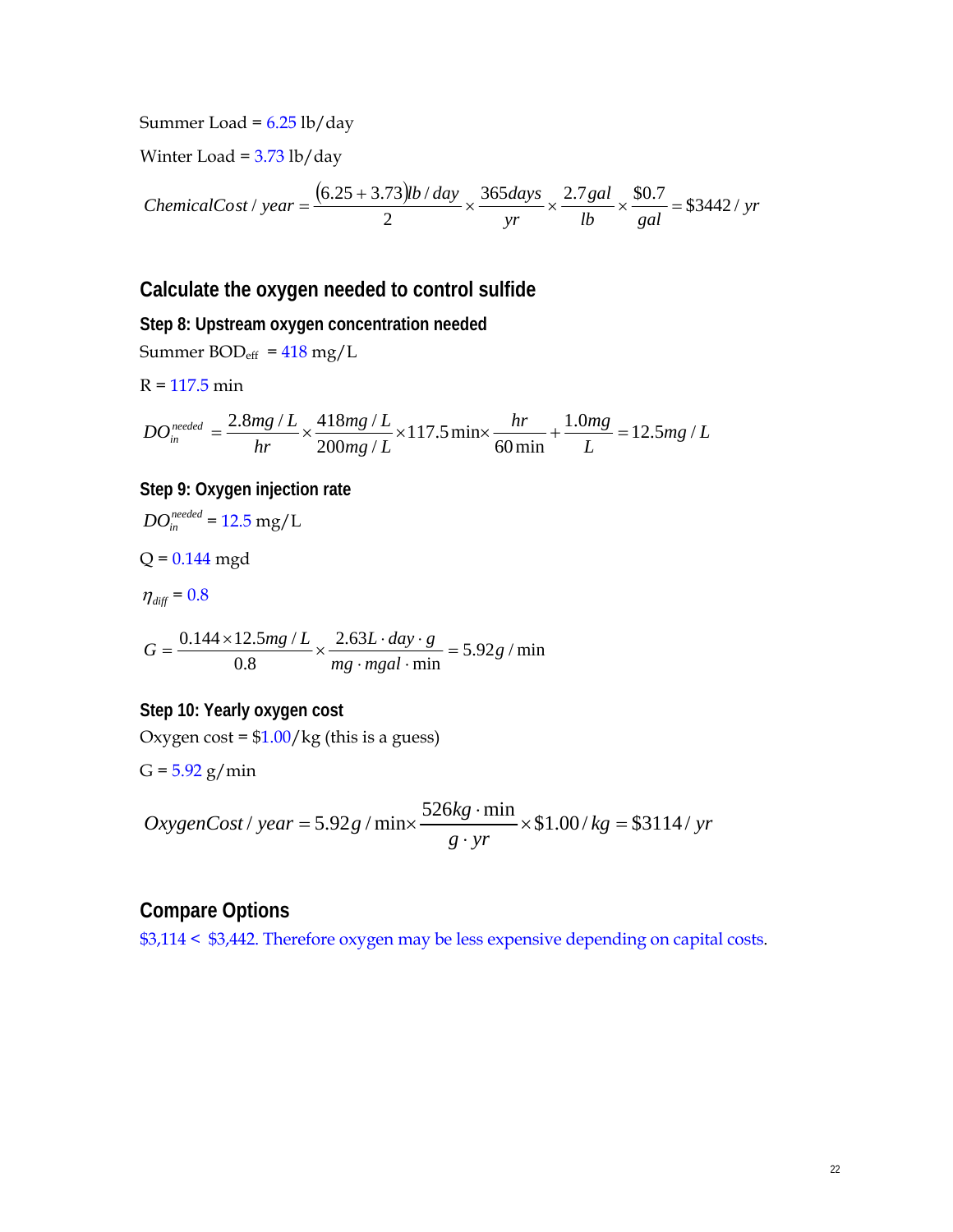Summer Load = 6.25 lb/day

Winter Load = 3.73 lb/day

$$ChemicalCost/year = \frac{(6.25+3.73)lb/day}{2} \times \frac{365days}{yr} \times \frac{2.7gal}{lb} \times \frac{\$0.7}{gal} = \$3442/yr$$

## Calculate the oxygen needed to control sulfide

### Step 8: Upstream oxygen concentration needed

Summer $BOD_{eff}$ = 418 mg/L

R = 117.5 min

$$DO_{in}^{needed} = \frac{2.8mg/L}{hr} \times \frac{418mg/L}{200mg/L} \times 117.5\min \times \frac{hr}{60\min} + \frac{1.0mg}{L} = 12.5mg/L$$

### Step 9: Oxygen injection rate

$DO_{in}^{needed}$ = 12.5 mg/L

Q = 0.144 mgd

$\eta_{diff}$ = 0.8

$$G = \frac{0.144 \times 12.5mg/L}{0.8} \times \frac{2.63L \cdot day \cdot g}{mg \cdot mgal \cdot \min} = 5.92g/\min$$

### Step 10: Yearly oxygen cost

Oxygen cost = $1.00/kg (this is a guess)

G = 5.92 g/min

$$OxygenCost/year = 5.92g/\min \times \frac{526kg \cdot \min}{g \cdot yr} \times \$1.00/kg = \$3114/yr$$

## Compare Options

$3,114 < $3,442. Therefore oxygen may be less expensive depending on capital costs.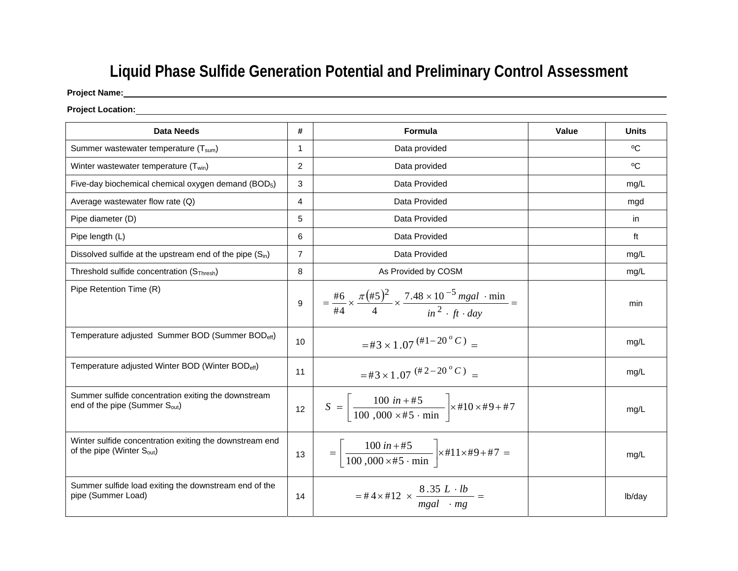# Liquid Phase Sulfide Generation Potential and Preliminary Control Assessment

**Project Name:**

**Project Location:**

| Data Needs | # | Formula | Value | Units |
|---|---|---|---|---|
| Summer wastewater temperature ($T_{sum}$) | 1 | Data provided | | ºC |
| Winter wastewater temperature ($T_{win}$) | 2 | Data provided | | ºC |
| Five-day biochemical chemical oxygen demand ($BOD_5$) | 3 | Data Provided | | mg/L |
| Average wastewater flow rate (Q) | 4 | Data Provided | | mgd |
| Pipe diameter (D) | 5 | Data Provided | | in |
| Pipe length (L) | 6 | Data Provided | | ft |
| Dissolved sulfide at the upstream end of the pipe ($S_{in}$) | 7 | Data Provided | | mg/L |
| Threshold sulfide concentration ($S_{Thresh}$) | 8 | As Provided by COSM | | mg/L |
| Pipe Retention Time (R) | 9 | $= \frac{\#6}{\#4} \times \frac{\pi(\#5)^2}{4} \times \frac{7.48 \times 10^{-5}\, mgal \cdot \min}{in^2 \cdot ft \cdot day} =$ | | min |
| Temperature adjusted Summer BOD (Summer $BOD_{eff}$) | 10 | $= \#3 \times 1.07^{(\#1 - 20^o C)} =$ | | mg/L |
| Temperature adjusted Winter BOD (Winter $BOD_{eff}$) | 11 | $= \#3 \times 1.07^{(\#2 - 20^o C)} =$ | | mg/L |
| Summer sulfide concentration exiting the downstream end of the pipe (Summer $S_{out}$) | 12 | $S = \left[ \frac{100\ in + \#5}{100,000 \times \#5 \cdot \min} \right] \times \#10 \times \#9 + \#7$ | | mg/L |
| Winter sulfide concentration exiting the downstream end of the pipe (Winter $S_{out}$) | 13 | $= \left[ \frac{100\ in + \#5}{100,000 \times \#5 \cdot \min} \right] \times \#11 \times \#9 + \#7 =$ | | mg/L |
| Summer sulfide load exiting the downstream end of the pipe (Summer Load) | 14 | $= \#4 \times \#12 \times \frac{8.35\ L \cdot lb}{mgal \cdot mg} =$ | | lb/day |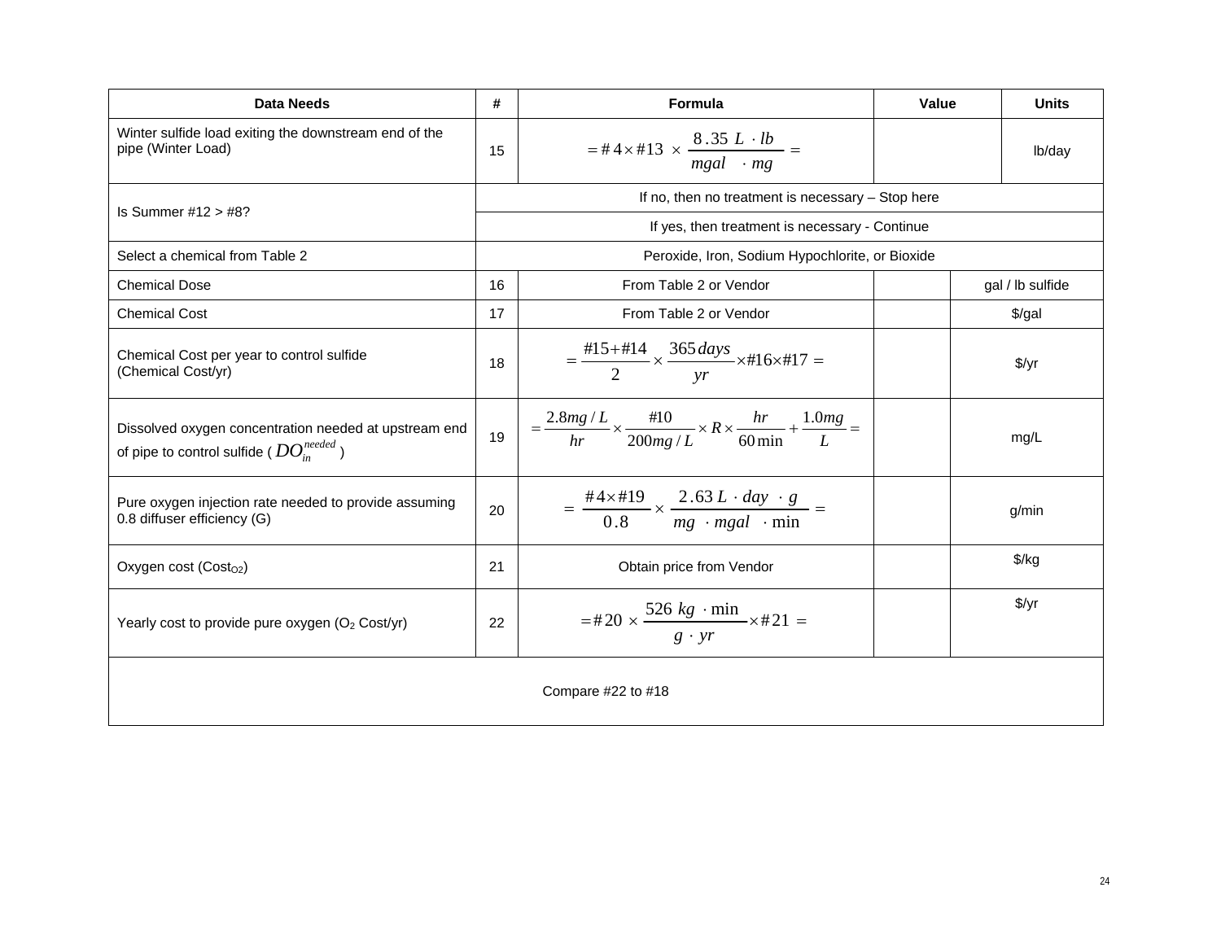| Data Needs | # | Formula | Value | Units |
|---|---|---|---|---|
| Winter sulfide load exiting the downstream end of the pipe (Winter Load) | 15 | $= \#4 \times \#13 \times \frac{8.35\ L \cdot lb}{mgal \cdot mg} =$ | | lb/day |
| Is Summer #12 > #8? | If no, then no treatment is necessary – Stop here | | | |
| | If yes, then treatment is necessary - Continue | | | |
| Select a chemical from Table 2 | Peroxide, Iron, Sodium Hypochlorite, or Bioxide | | | |
| Chemical Dose | 16 | From Table 2 or Vendor | | gal / lb sulfide |
| Chemical Cost | 17 | From Table 2 or Vendor | | $/gal |
| Chemical Cost per year to control sulfide (Chemical Cost/yr) | 18 | $= \frac{\#15 + \#14}{2} \times \frac{365\, days}{yr} \times \#16 \times \#17 =$ | | $/yr |
| Dissolved oxygen concentration needed at upstream end of pipe to control sulfide ( $DO_{in}^{needed}$ ) | 19 | $= \frac{2.8 mg/L}{hr} \times \frac{\#10}{200 mg/L} \times R \times \frac{hr}{60\min} + \frac{1.0 mg}{L} =$ | | mg/L |
| Pure oxygen injection rate needed to provide assuming 0.8 diffuser efficiency (G) | 20 | $= \frac{\#4 \times \#19}{0.8} \times \frac{2.63\, L \cdot day \cdot g}{mg \cdot mgal \cdot \min} =$ | | g/min |
| Oxygen cost ($Cost_{O2}$) | 21 | Obtain price from Vendor | | $/kg |
| Yearly cost to provide pure oxygen ($O_2$ Cost/yr) | 22 | $= \#20 \times \frac{526\ kg \cdot \min}{g \cdot yr} \times \#21 =$ | | $/yr |
| Compare #22 to #18 | | | | |